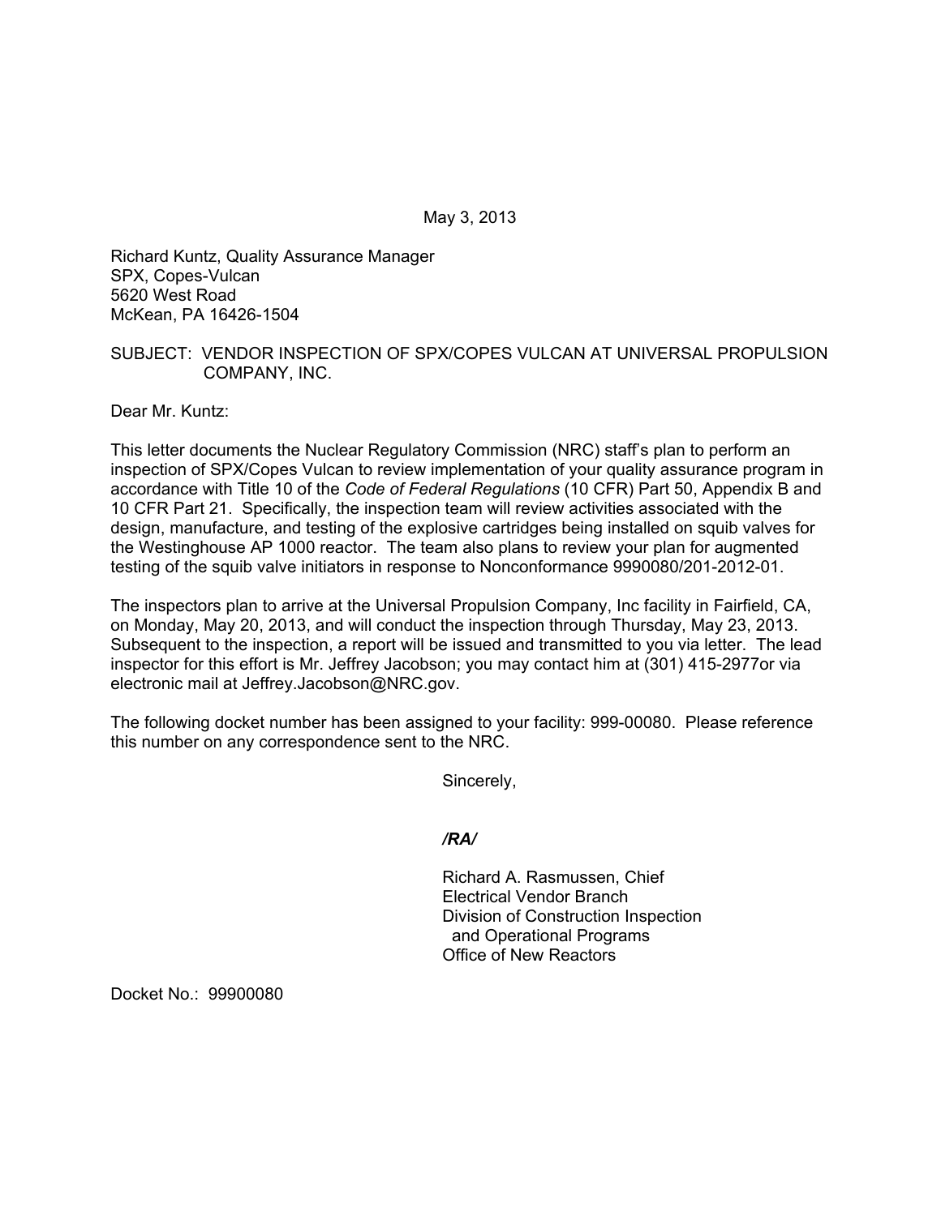May 3, 2013

Richard Kuntz, Quality Assurance Manager
SPX, Copes-Vulcan
5620 West Road
McKean, PA 16426-1504

SUBJECT: VENDOR INSPECTION OF SPX/COPES VULCAN AT UNIVERSAL PROPULSION COMPANY, INC.

Dear Mr. Kuntz:

This letter documents the Nuclear Regulatory Commission (NRC) staff's plan to perform an inspection of SPX/Copes Vulcan to review implementation of your quality assurance program in accordance with Title 10 of the *Code of Federal Regulations* (10 CFR) Part 50, Appendix B and 10 CFR Part 21. Specifically, the inspection team will review activities associated with the design, manufacture, and testing of the explosive cartridges being installed on squib valves for the Westinghouse AP 1000 reactor. The team also plans to review your plan for augmented testing of the squib valve initiators in response to Nonconformance 9990080/201-2012-01.

The inspectors plan to arrive at the Universal Propulsion Company, Inc facility in Fairfield, CA, on Monday, May 20, 2013, and will conduct the inspection through Thursday, May 23, 2013. Subsequent to the inspection, a report will be issued and transmitted to you via letter. The lead inspector for this effort is Mr. Jeffrey Jacobson; you may contact him at (301) 415-2977or via electronic mail at Jeffrey.Jacobson@NRC.gov.

The following docket number has been assigned to your facility: 999-00080. Please reference this number on any correspondence sent to the NRC.

Sincerely,

***/RA/***

Richard A. Rasmussen, Chief
Electrical Vendor Branch
Division of Construction Inspection
and Operational Programs
Office of New Reactors

Docket No.: 99900080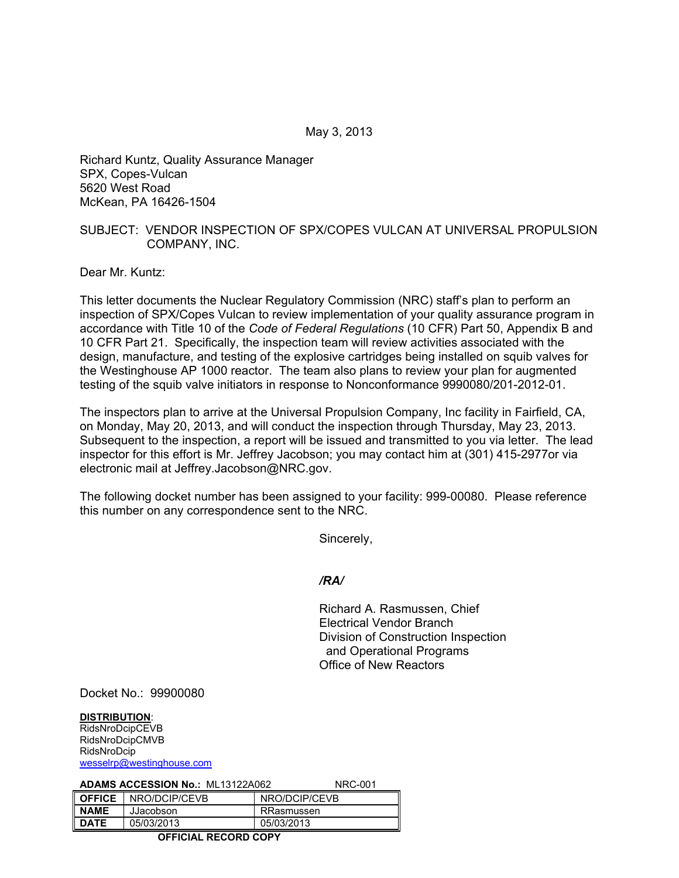May 3, 2013

Richard Kuntz, Quality Assurance Manager
SPX, Copes-Vulcan
5620 West Road
McKean, PA 16426-1504

SUBJECT: VENDOR INSPECTION OF SPX/COPES VULCAN AT UNIVERSAL PROPULSION COMPANY, INC.

Dear Mr. Kuntz:

This letter documents the Nuclear Regulatory Commission (NRC) staff's plan to perform an inspection of SPX/Copes Vulcan to review implementation of your quality assurance program in accordance with Title 10 of the *Code of Federal Regulations* (10 CFR) Part 50, Appendix B and 10 CFR Part 21. Specifically, the inspection team will review activities associated with the design, manufacture, and testing of the explosive cartridges being installed on squib valves for the Westinghouse AP 1000 reactor. The team also plans to review your plan for augmented testing of the squib valve initiators in response to Nonconformance 9990080/201-2012-01.

The inspectors plan to arrive at the Universal Propulsion Company, Inc facility in Fairfield, CA, on Monday, May 20, 2013, and will conduct the inspection through Thursday, May 23, 2013. Subsequent to the inspection, a report will be issued and transmitted to you via letter. The lead inspector for this effort is Mr. Jeffrey Jacobson; you may contact him at (301) 415-2977or via electronic mail at Jeffrey.Jacobson@NRC.gov.

The following docket number has been assigned to your facility: 999-00080. Please reference this number on any correspondence sent to the NRC.

Sincerely,

*/RA/*

Richard A. Rasmussen, Chief
Electrical Vendor Branch
Division of Construction Inspection
and Operational Programs
Office of New Reactors

Docket No.: 99900080

**DISTRIBUTION**:
RidsNroDcipCEVB
RidsNroDcipCMVB
RidsNroDcip
wesselrp@westinghouse.com

**ADAMS ACCESSION No.:** ML13122A062 NRC-001

| | | |
|---|---|---|
| **OFFICE** | NRO/DCIP/CEVB | NRO/DCIP/CEVB |
| **NAME** | JJacobson | RRasmussen |
| **DATE** | 05/03/2013 | 05/03/2013 |

**OFFICIAL RECORD COPY**